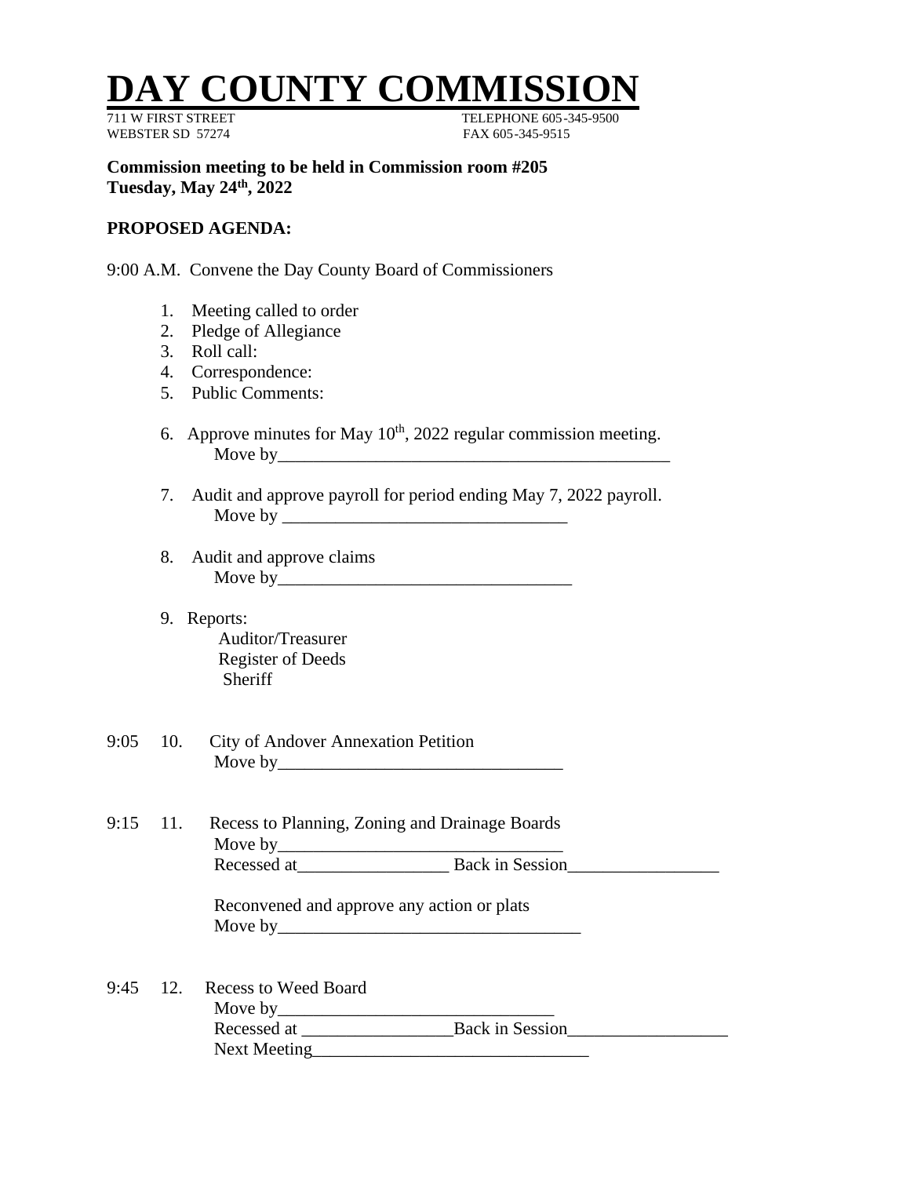# DAY COUNTY COMMISSION

711 W FIRST STREET TELEPHONE 605-345-9500
WEBSTER SD 57274 FAX 605-345-9515

**Commission meeting to be held in Commission room #205**
**Tuesday, May 24th, 2022**

**PROPOSED AGENDA:**

9:00 A.M. Convene the Day County Board of Commissioners

1. Meeting called to order
2. Pledge of Allegiance
3. Roll call:
4. Correspondence:
5. Public Comments:
6. Approve minutes for May 10th, 2022 regular commission meeting.
   Move by______________________________________________
7. Audit and approve payroll for period ending May 7, 2022 payroll.
   Move by _________________________________
8. Audit and approve claims
   Move by__________________________________
9. Reports:
   Auditor/Treasurer
   Register of Deeds
   Sheriff

9:05 10. City of Andover Annexation Petition
   Move by_________________________________

9:15 11. Recess to Planning, Zoning and Drainage Boards
   Move by_________________________________
   Recessed at_________________ Back in Session_________________

   Reconvened and approve any action or plats
   Move by___________________________________

9:45 12. Recess to Weed Board
   Move by________________________________
   Recessed at _________________Back in Session__________________
   Next Meeting________________________________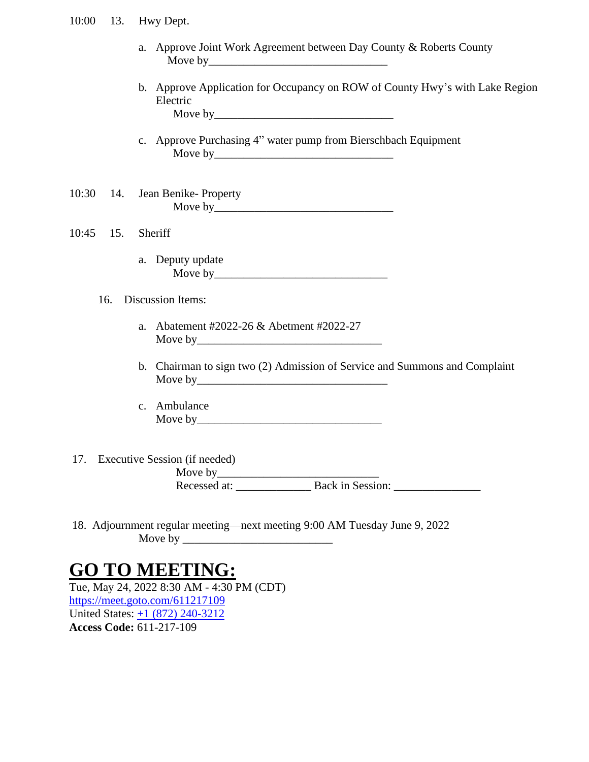10:00 13. Hwy Dept.

a. Approve Joint Work Agreement between Day County & Roberts County
   Move by________________________________

b. Approve Application for Occupancy on ROW of County Hwy's with Lake Region Electric
   Move by________________________________

c. Approve Purchasing 4" water pump from Bierschbach Equipment
   Move by________________________________

10:30 14. Jean Benike- Property
   Move by________________________________

10:45 15. Sheriff

a. Deputy update
   Move by_______________________________

16. Discussion Items:

a. Abatement #2022-26 & Abetment #2022-27
   Move by_________________________________

b. Chairman to sign two (2) Admission of Service and Summons and Complaint
   Move by__________________________________

c. Ambulance
   Move by_________________________________

17. Executive Session (if needed)
   Move by_____________________________
   Recessed at: _____________ Back in Session: _______________

18. Adjournment regular meeting—next meeting 9:00 AM Tuesday June 9, 2022
   Move by ___________________________

# GO TO MEETING:

Tue, May 24, 2022 8:30 AM - 4:30 PM (CDT)
https://meet.goto.com/611217109
United States: +1 (872) 240-3212
**Access Code:** 611-217-109